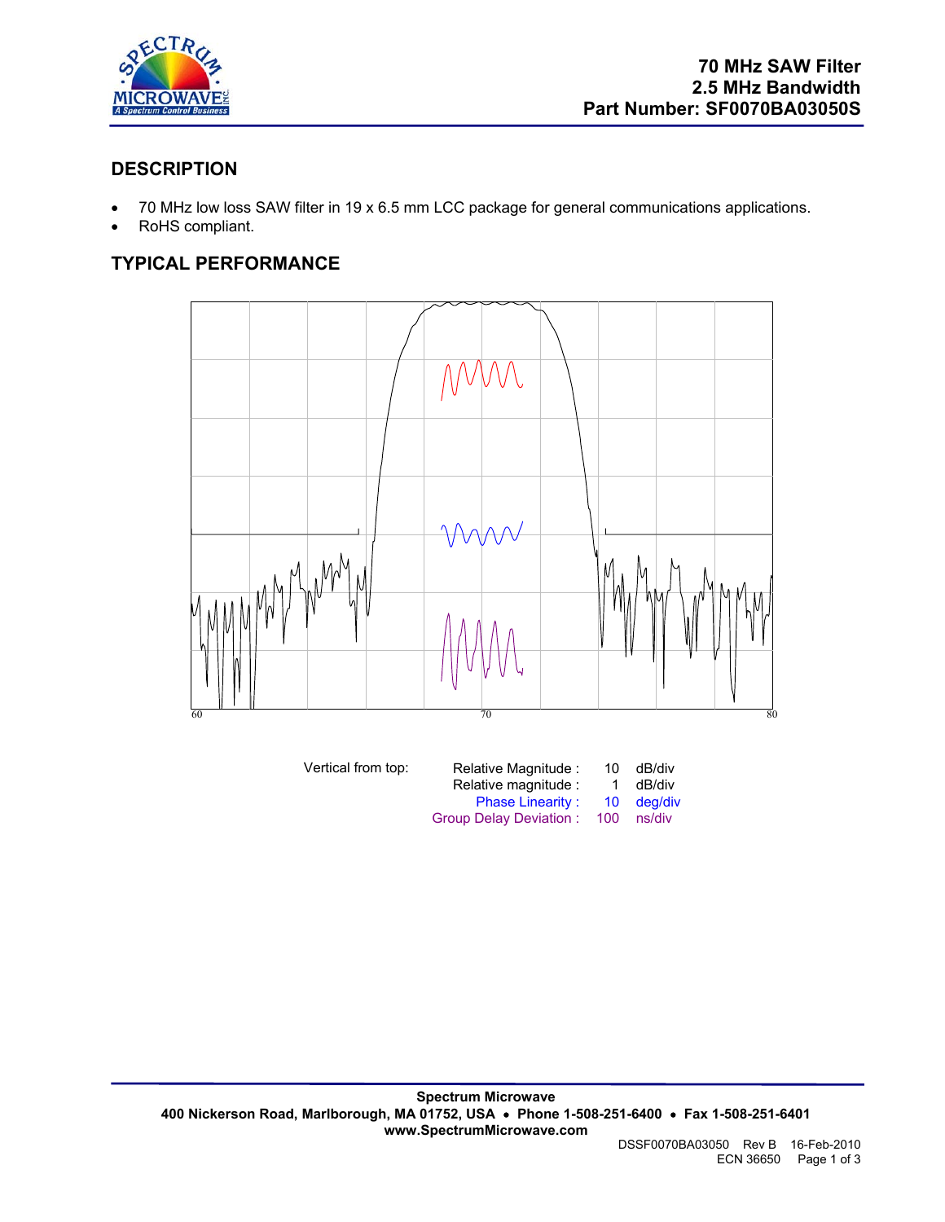# 70 MHz SAW Filter
# 2.5 MHz Bandwidth
# Part Number: SF0070BA03050S

## DESCRIPTION

- 70 MHz low loss SAW filter in 19 x 6.5 mm LCC package for general communications applications.
- RoHS compliant.

## TYPICAL PERFORMANCE

60 70 80

| Vertical from top: | | | |
|---|---|---|---|
| | Relative Magnitude : | 10 | dB/div |
| | Relative magnitude : | 1 | dB/div |
| | Phase Linearity : | 10 | deg/div |
| | Group Delay Deviation : | 100 | ns/div |

**Spectrum Microwave**
**400 Nickerson Road, Marlborough, MA 01752, USA • Phone 1-508-251-6400 • Fax 1-508-251-6401**
**www.SpectrumMicrowave.com**

DSSF0070BA03050 Rev B 16-Feb-2010
ECN 36650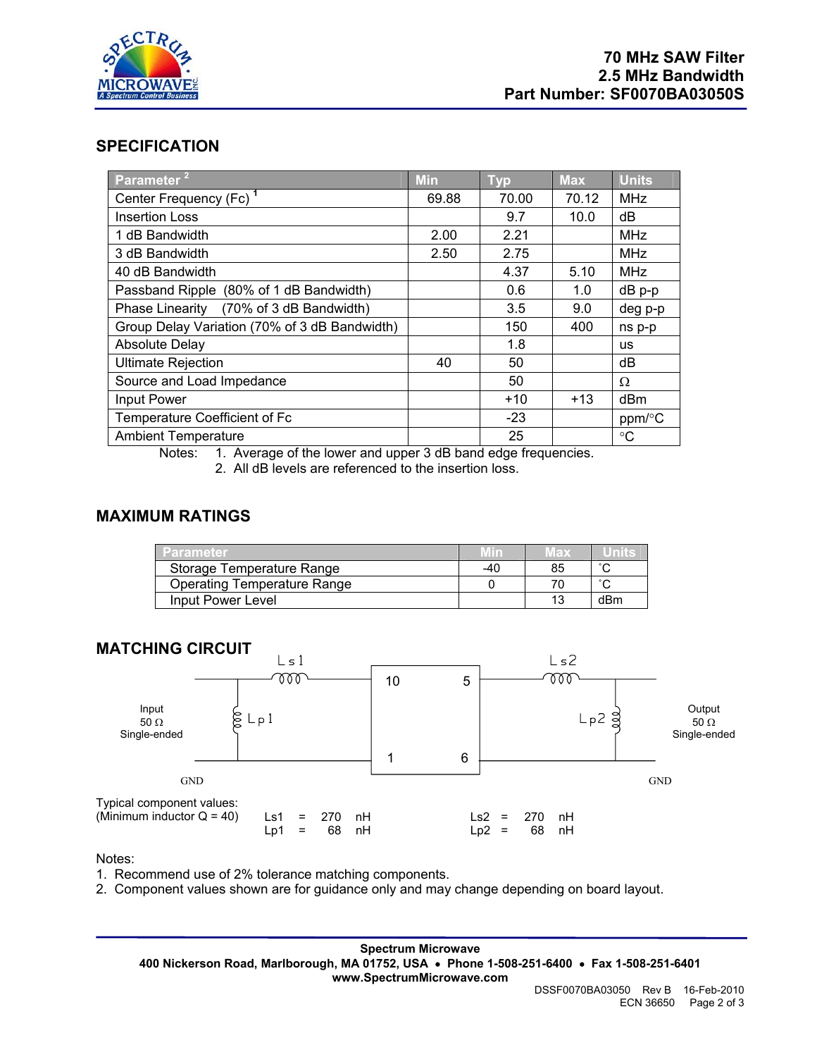70 MHz SAW Filter
2.5 MHz Bandwidth
Part Number: SF0070BA03050S

## SPECIFICATION

| Parameter [2] | Min | Typ | Max | Units |
|---|---|---|---|---|
| Center Frequency (Fc) [1] | 69.88 | 70.00 | 70.12 | MHz |
| Insertion Loss | | 9.7 | 10.0 | dB |
| 1 dB Bandwidth | 2.00 | 2.21 | | MHz |
| 3 dB Bandwidth | 2.50 | 2.75 | | MHz |
| 40 dB Bandwidth | | 4.37 | 5.10 | MHz |
| Passband Ripple (80% of 1 dB Bandwidth) | | 0.6 | 1.0 | dB p-p |
| Phase Linearity (70% of 3 dB Bandwidth) | | 3.5 | 9.0 | deg p-p |
| Group Delay Variation (70% of 3 dB Bandwidth) | | 150 | 400 | ns p-p |
| Absolute Delay | | 1.8 | | us |
| Ultimate Rejection | 40 | 50 | | dB |
| Source and Load Impedance | | 50 | | Ω |
| Input Power | | +10 | +13 | dBm |
| Temperature Coefficient of Fc | | -23 | | ppm/°C |
| Ambient Temperature | | 25 | | °C |

Notes:
1. Average of the lower and upper 3 dB band edge frequencies.
2. All dB levels are referenced to the insertion loss.

## MAXIMUM RATINGS

| Parameter | Min | Max | Units |
|---|---|---|---|
| Storage Temperature Range | -40 | 85 | °C |
| Operating Temperature Range | 0 | 70 | °C |
| Input Power Level | | 13 | dBm |

## MATCHING CIRCUIT

Input 50 Ω Single-ended — Ls1, Lp1 — pins 10, 1 / 5, 6 — Ls2, Lp2 — Output 50 Ω Single-ended

GND GND

Typical component values:
(Minimum inductor Q = 40)

| | | | |
|---|---|---|---|
| Ls1 = 270 nH | Lp1 = 68 nH | Ls2 = 270 nH | Lp2 = 68 nH |

Notes:
1. Recommend use of 2% tolerance matching components.
2. Component values shown are for guidance only and may change depending on board layout.

**Spectrum Microwave**
**400 Nickerson Road, Marlborough, MA 01752, USA • Phone 1-508-251-6400 • Fax 1-508-251-6401**
**www.SpectrumMicrowave.com**

DSSF0070BA03050 Rev B 16-Feb-2010
ECN 36650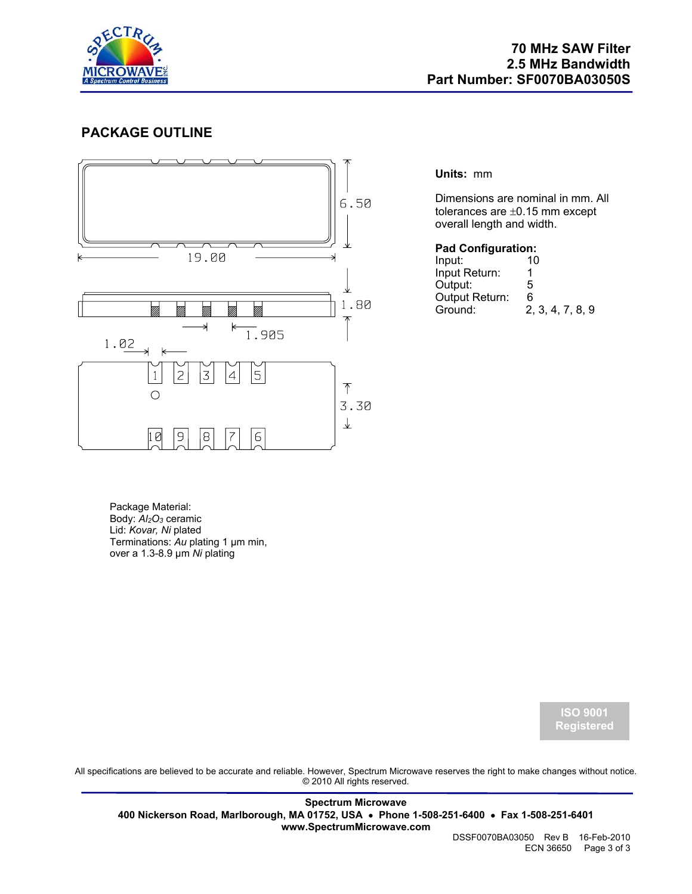## PACKAGE OUTLINE

6.50

19.00

1.80

1.905

1.02

1 2 3 4 5

3.30

10 9 8 7 6

**Units:** mm

Dimensions are nominal in mm. All tolerances are ±0.15 mm except overall length and width.

**Pad Configuration:**

| | |
|---|---|
| Input: | 10 |
| Input Return: | 1 |
| Output: | 5 |
| Output Return: | 6 |
| Ground: | 2, 3, 4, 7, 8, 9 |

Package Material:
Body: *$Al_2O_3$* ceramic
Lid: *Kovar, Ni* plated
Terminations: *Au* plating 1 µm min, over a 1.3-8.9 µm *Ni* plating

ISO 9001 Registered

All specifications are believed to be accurate and reliable. However, Spectrum Microwave reserves the right to make changes without notice.
© 2010 All rights reserved.

**Spectrum Microwave**
**400 Nickerson Road, Marlborough, MA 01752, USA • Phone 1-508-251-6400 • Fax 1-508-251-6401**
**www.SpectrumMicrowave.com**

DSSF0070BA03050 Rev B 16-Feb-2010
ECN 36650